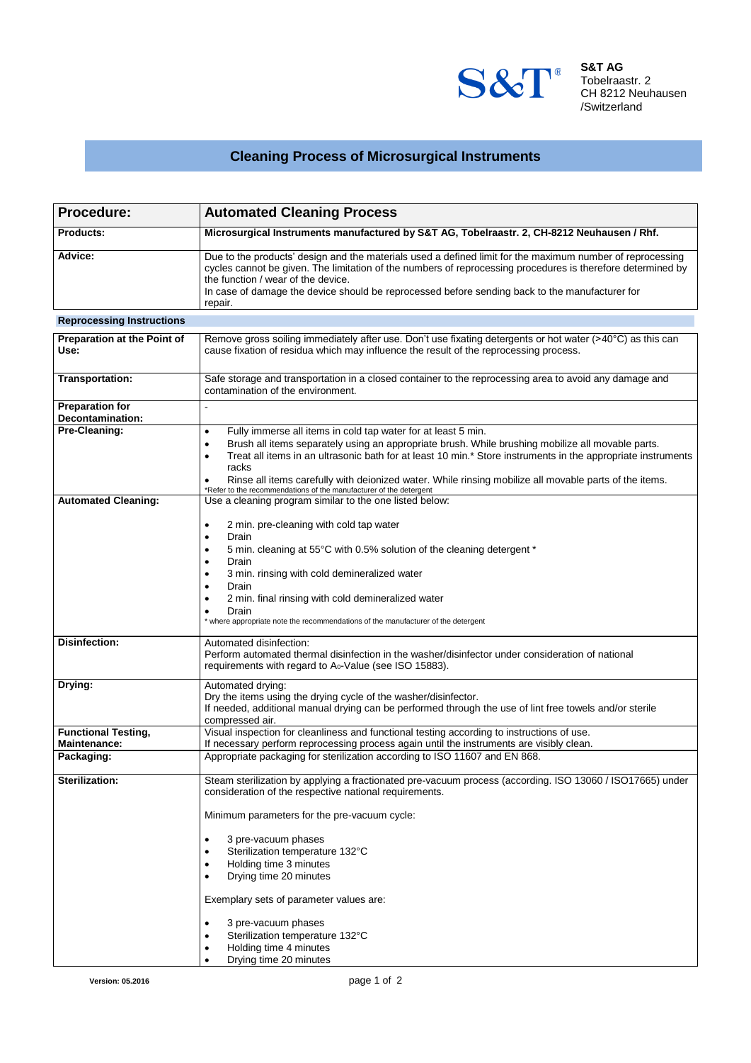S&T®

**S&T AG**
Tobelraastr. 2
CH 8212 Neuhausen
/Switzerland

# Cleaning Process of Microsurgical Instruments

| **Procedure:** | **Automated Cleaning Process** |
|---|---|
| **Products:** | **Microsurgical Instruments manufactured by S&T AG, Tobelraastr. 2, CH-8212 Neuhausen / Rhf.** |
| **Advice:** | Due to the products' design and the materials used a defined limit for the maximum number of reprocessing cycles cannot be given. The limitation of the numbers of reprocessing procedures is therefore determined by the function / wear of the device.<br>In case of damage the device should be reprocessed before sending back to the manufacturer for repair. |
| **Reprocessing Instructions** | |
| **Preparation at the Point of Use:** | Remove gross soiling immediately after use. Don't use fixating detergents or hot water (>40°C) as this can cause fixation of residua which may influence the result of the reprocessing process. |
| **Transportation:** | Safe storage and transportation in a closed container to the reprocessing area to avoid any damage and contamination of the environment. |
| **Preparation for Decontamination:** | - |
| **Pre-Cleaning:** | • Fully immerse all items in cold tap water for at least 5 min.<br>• Brush all items separately using an appropriate brush. While brushing mobilize all movable parts.<br>• Treat all items in an ultrasonic bath for at least 10 min.* Store instruments in the appropriate instruments racks<br>• Rinse all items carefully with deionized water. While rinsing mobilize all movable parts of the items.<br>*Refer to the recommendations of the manufacturer of the detergent |
| **Automated Cleaning:** | Use a cleaning program similar to the one listed below:<br>• 2 min. pre-cleaning with cold tap water<br>• Drain<br>• 5 min. cleaning at 55°C with 0.5% solution of the cleaning detergent *<br>• Drain<br>• 3 min. rinsing with cold demineralized water<br>• Drain<br>• 2 min. final rinsing with cold demineralized water<br>• Drain<br>* where appropriate note the recommendations of the manufacturer of the detergent |
| **Disinfection:** | Automated disinfection:<br>Perform automated thermal disinfection in the washer/disinfector under consideration of national requirements with regard to $A_0$-Value (see ISO 15883). |
| **Drying:** | Automated drying:<br>Dry the items using the drying cycle of the washer/disinfector.<br>If needed, additional manual drying can be performed through the use of lint free towels and/or sterile compressed air. |
| **Functional Testing, Maintenance:** | Visual inspection for cleanliness and functional testing according to instructions of use.<br>If necessary perform reprocessing process again until the instruments are visibly clean. |
| **Packaging:** | Appropriate packaging for sterilization according to ISO 11607 and EN 868. |
| **Sterilization:** | Steam sterilization by applying a fractionated pre-vacuum process (according. ISO 13060 / ISO17665) under consideration of the respective national requirements.<br>Minimum parameters for the pre-vacuum cycle:<br>• 3 pre-vacuum phases<br>• Sterilization temperature 132°C<br>• Holding time 3 minutes<br>• Drying time 20 minutes<br>Exemplary sets of parameter values are:<br>• 3 pre-vacuum phases<br>• Sterilization temperature 132°C<br>• Holding time 4 minutes<br>• Drying time 20 minutes |

**Version: 05.2016**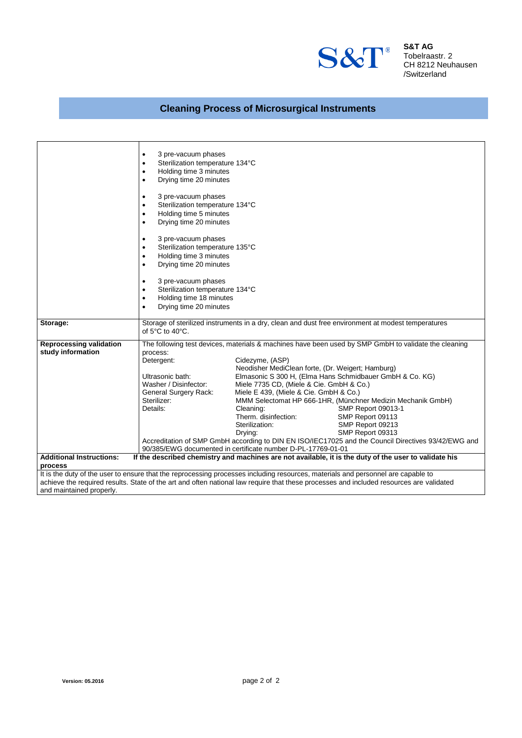**S&T AG**
Tobelraastr. 2
CH 8212 Neuhausen
/Switzerland

## Cleaning Process of Microsurgical Instruments

| | |
|---|---|
| | • 3 pre-vacuum phases<br>• Sterilization temperature 134°C<br>• Holding time 3 minutes<br>• Drying time 20 minutes<br><br>• 3 pre-vacuum phases<br>• Sterilization temperature 134°C<br>• Holding time 5 minutes<br>• Drying time 20 minutes<br><br>• 3 pre-vacuum phases<br>• Sterilization temperature 135°C<br>• Holding time 3 minutes<br>• Drying time 20 minutes<br><br>• 3 pre-vacuum phases<br>• Sterilization temperature 134°C<br>• Holding time 18 minutes<br>• Drying time 20 minutes |
| **Storage:** | Storage of sterilized instruments in a dry, clean and dust free environment at modest temperatures of 5°C to 40°C. |
| **Reprocessing validation study information** | The following test devices, materials & machines have been used by SMP GmbH to validate the cleaning process:<br>Detergent: Cidezyme, (ASP)<br>Neodisher MediClean forte, (Dr. Weigert; Hamburg)<br>Ultrasonic bath: Elmasonic S 300 H, (Elma Hans Schmidbauer GmbH & Co. KG)<br>Washer / Disinfector: Miele 7735 CD, (Miele & Cie. GmbH & Co.)<br>General Surgery Rack: Miele E 439, (Miele & Cie. GmbH & Co.)<br>Sterilizer: MMM Selectomat HP 666-1HR, (Münchner Medizin Mechanik GmbH)<br>Details: Cleaning: SMP Report 09013-1<br>Therm. disinfection: SMP Report 09113<br>Sterilization: SMP Report 09213<br>Drying: SMP Report 09313<br>Accreditation of SMP GmbH according to DIN EN ISO/IEC17025 and the Council Directives 93/42/EWG and 90/385/EWG documented in certificate number D-PL-17769-01-01 |
| **Additional Instructions:** | **If the described chemistry and machines are not available, it is the duty of the user to validate his process** |

It is the duty of the user to ensure that the reprocessing processes including resources, materials and personnel are capable to achieve the required results. State of the art and often national law require that these processes and included resources are validated and maintained properly.

**Version: 05.2016**